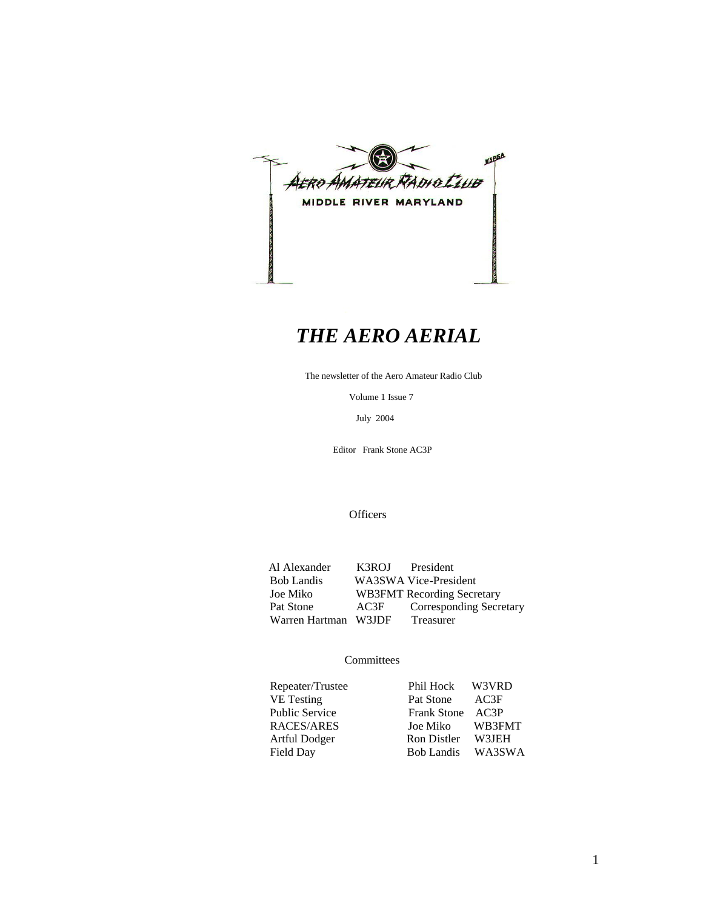Aero Amateur Radio Club

MIDDLE RIVER MARYLAND

W3PGA

# *THE AERO AERIAL*

The newsletter of the Aero Amateur Radio Club

Volume 1 Issue 7

July 2004

Editor Frank Stone AC3P

## Officers

| Name | Call | Position |
|---|---|---|
| Al Alexander | K3ROJ | President |
| Bob Landis | WA3SWA | Vice-President |
| Joe Miko | WB3FMT | Recording Secretary |
| Pat Stone | AC3F | Corresponding Secretary |
| Warren Hartman | W3JDF | Treasurer |

## Committees

| Committee | Name | Call |
|---|---|---|
| Repeater/Trustee | Phil Hock | W3VRD |
| VE Testing | Pat Stone | AC3F |
| Public Service | Frank Stone | AC3P |
| RACES/ARES | Joe Miko | WB3FMT |
| Artful Dodger | Ron Distler | W3JEH |
| Field Day | Bob Landis | WA3SWA |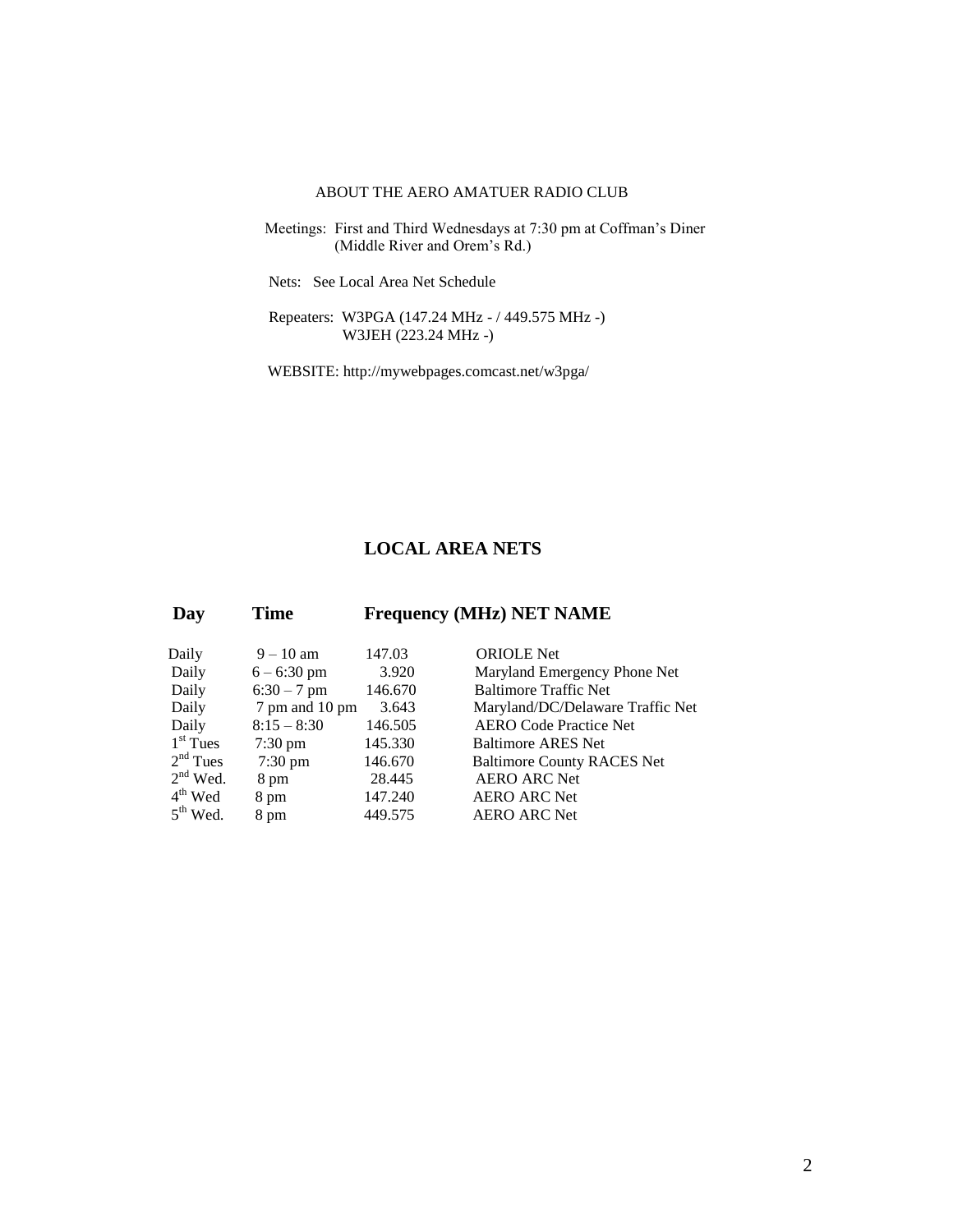ABOUT THE AERO AMATUER RADIO CLUB

Meetings: First and Third Wednesdays at 7:30 pm at Coffman's Diner (Middle River and Orem's Rd.)

Nets: See Local Area Net Schedule

Repeaters: W3PGA (147.24 MHz - / 449.575 MHz -)
W3JEH (223.24 MHz -)

WEBSITE: http://mywebpages.comcast.net/w3pga/

## LOCAL AREA NETS

| Day | Time | Frequency (MHz) | NET NAME |
|---|---|---|---|
| Daily | 9 – 10 am | 147.03 | ORIOLE Net |
| Daily | 6 – 6:30 pm | 3.920 | Maryland Emergency Phone Net |
| Daily | 6:30 – 7 pm | 146.670 | Baltimore Traffic Net |
| Daily | 7 pm and 10 pm | 3.643 | Maryland/DC/Delaware Traffic Net |
| Daily | 8:15 – 8:30 | 146.505 | AERO Code Practice Net |
| 1st Tues | 7:30 pm | 145.330 | Baltimore ARES Net |
| 2nd Tues | 7:30 pm | 146.670 | Baltimore County RACES Net |
| 2nd Wed. | 8 pm | 28.445 | AERO ARC Net |
| 4th Wed | 8 pm | 147.240 | AERO ARC Net |
| 5th Wed. | 8 pm | 449.575 | AERO ARC Net |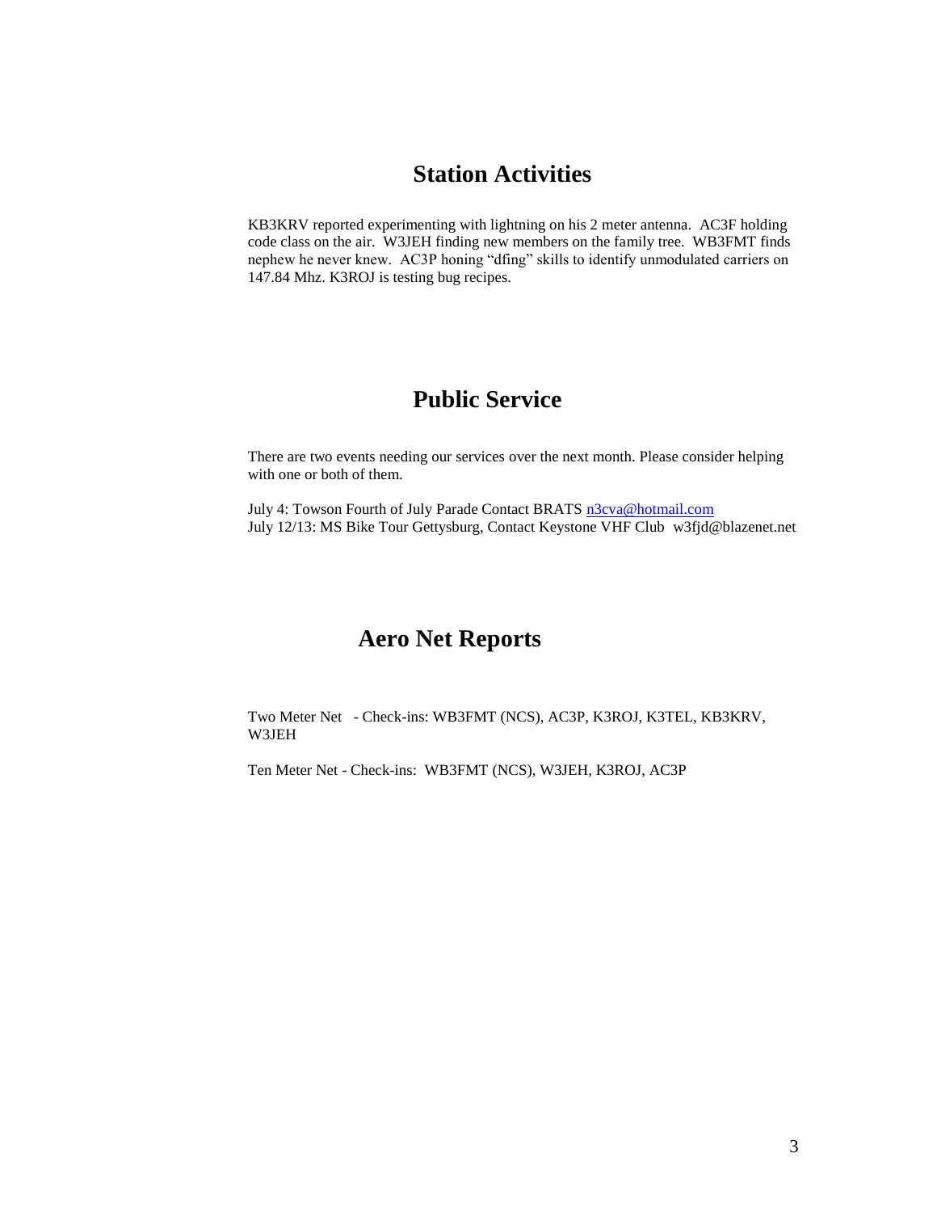## Station Activities

KB3KRV reported experimenting with lightning on his 2 meter antenna. AC3F holding code class on the air. W3JEH finding new members on the family tree. WB3FMT finds nephew he never knew. AC3P honing "dfing" skills to identify unmodulated carriers on 147.84 Mhz. K3ROJ is testing bug recipes.

## Public Service

There are two events needing our services over the next month. Please consider helping with one or both of them.

July 4: Towson Fourth of July Parade Contact BRATS n3cva@hotmail.com
July 12/13: MS Bike Tour Gettysburg, Contact Keystone VHF Club w3fjd@blazenet.net

## Aero Net Reports

Two Meter Net - Check-ins: WB3FMT (NCS), AC3P, K3ROJ, K3TEL, KB3KRV, W3JEH

Ten Meter Net - Check-ins: WB3FMT (NCS), W3JEH, K3ROJ, AC3P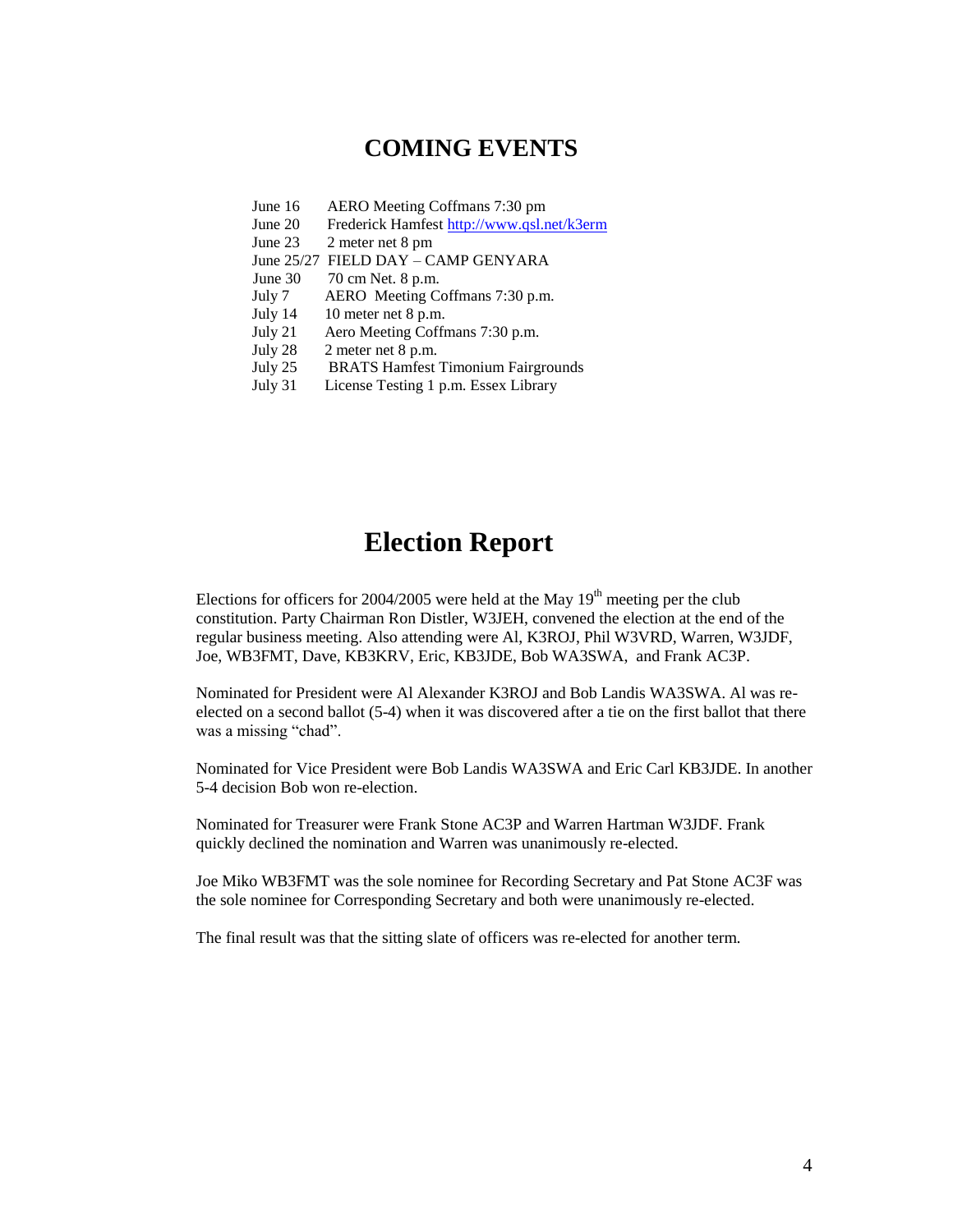## COMING EVENTS

| | |
|---|---|
| June 16 | AERO Meeting Coffmans 7:30 pm |
| June 20 | Frederick Hamfest http://www.qsl.net/k3erm |
| June 23 | 2 meter net 8 pm |
| June 25/27 | FIELD DAY – CAMP GENYARA |
| June 30 | 70 cm Net. 8 p.m. |
| July 7 | AERO Meeting Coffmans 7:30 p.m. |
| July 14 | 10 meter net 8 p.m. |
| July 21 | Aero Meeting Coffmans 7:30 p.m. |
| July 28 | 2 meter net 8 p.m. |
| July 25 | BRATS Hamfest Timonium Fairgrounds |
| July 31 | License Testing 1 p.m. Essex Library |

# Election Report

Elections for officers for 2004/2005 were held at the May 19th meeting per the club constitution. Party Chairman Ron Distler, W3JEH, convened the election at the end of the regular business meeting. Also attending were Al, K3ROJ, Phil W3VRD, Warren, W3JDF, Joe, WB3FMT, Dave, KB3KRV, Eric, KB3JDE, Bob WA3SWA, and Frank AC3P.

Nominated for President were Al Alexander K3ROJ and Bob Landis WA3SWA. Al was re-elected on a second ballot (5-4) when it was discovered after a tie on the first ballot that there was a missing "chad".

Nominated for Vice President were Bob Landis WA3SWA and Eric Carl KB3JDE. In another 5-4 decision Bob won re-election.

Nominated for Treasurer were Frank Stone AC3P and Warren Hartman W3JDF. Frank quickly declined the nomination and Warren was unanimously re-elected.

Joe Miko WB3FMT was the sole nominee for Recording Secretary and Pat Stone AC3F was the sole nominee for Corresponding Secretary and both were unanimously re-elected.

The final result was that the sitting slate of officers was re-elected for another term.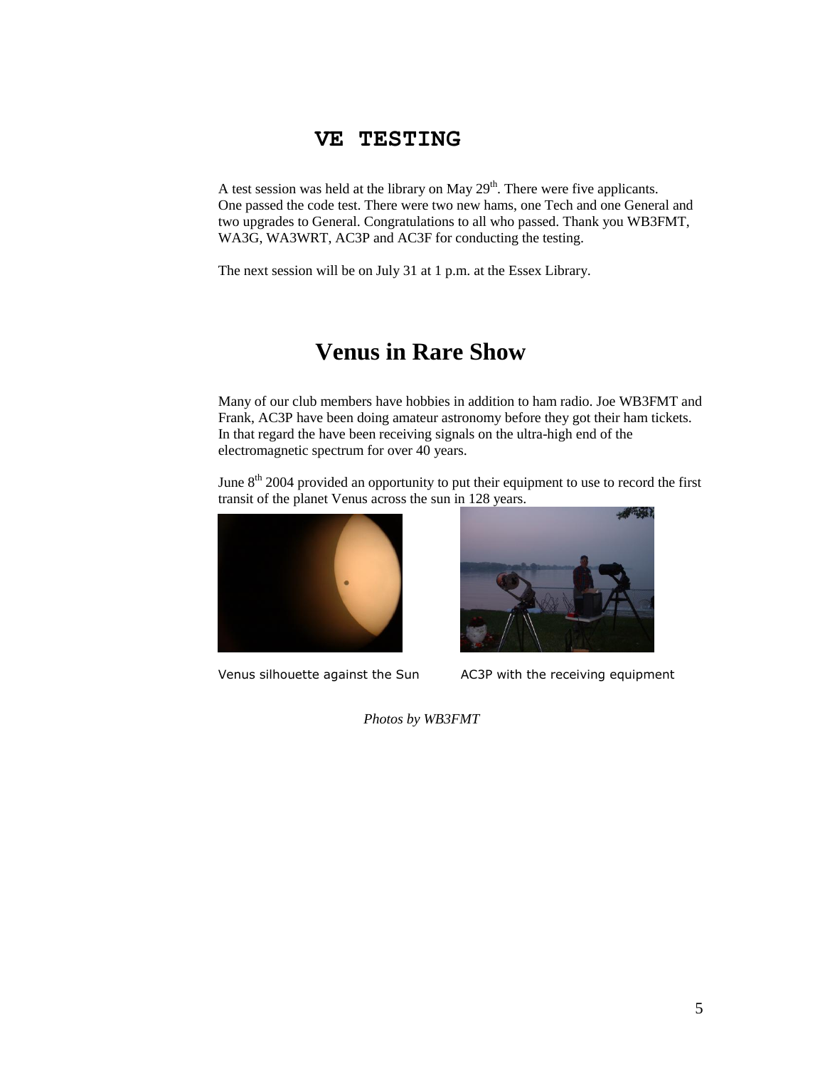## VE TESTING

A test session was held at the library on May 29th. There were five applicants. One passed the code test. There were two new hams, one Tech and one General and two upgrades to General. Congratulations to all who passed. Thank you WB3FMT, WA3G, WA3WRT, AC3P and AC3F for conducting the testing.

The next session will be on July 31 at 1 p.m. at the Essex Library.

# Venus in Rare Show

Many of our club members have hobbies in addition to ham radio. Joe WB3FMT and Frank, AC3P have been doing amateur astronomy before they got their ham tickets. In that regard the have been receiving signals on the ultra-high end of the electromagnetic spectrum for over 40 years.

June 8th 2004 provided an opportunity to put their equipment to use to record the first transit of the planet Venus across the sun in 128 years.

Venus silhouette against the Sun

AC3P with the receiving equipment

*Photos by WB3FMT*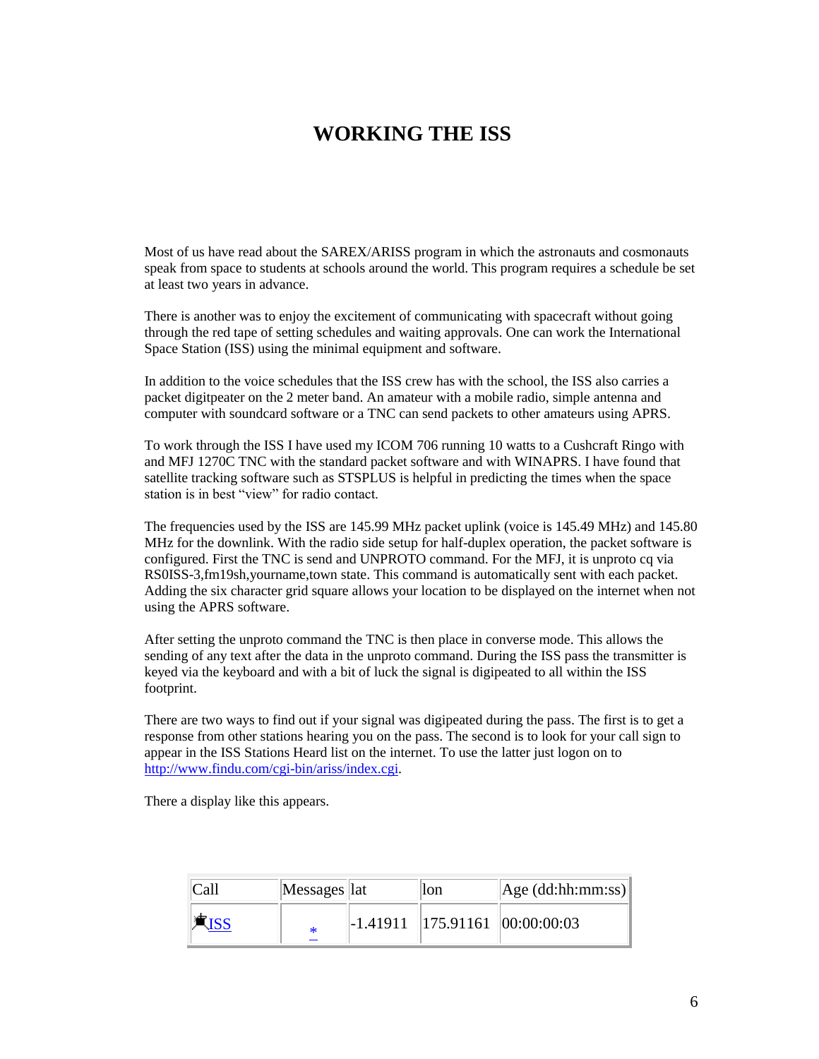# WORKING THE ISS

Most of us have read about the SAREX/ARISS program in which the astronauts and cosmonauts speak from space to students at schools around the world. This program requires a schedule be set at least two years in advance.

There is another was to enjoy the excitement of communicating with spacecraft without going through the red tape of setting schedules and waiting approvals. One can work the International Space Station (ISS) using the minimal equipment and software.

In addition to the voice schedules that the ISS crew has with the school, the ISS also carries a packet digitpeater on the 2 meter band. An amateur with a mobile radio, simple antenna and computer with soundcard software or a TNC can send packets to other amateurs using APRS.

To work through the ISS I have used my ICOM 706 running 10 watts to a Cushcraft Ringo with and MFJ 1270C TNC with the standard packet software and with WINAPRS. I have found that satellite tracking software such as STSPLUS is helpful in predicting the times when the space station is in best "view" for radio contact.

The frequencies used by the ISS are 145.99 MHz packet uplink (voice is 145.49 MHz) and 145.80 MHz for the downlink. With the radio side setup for half-duplex operation, the packet software is configured. First the TNC is send and UNPROTO command. For the MFJ, it is unproto cq via RS0ISS-3,fm19sh,yourname,town state. This command is automatically sent with each packet. Adding the six character grid square allows your location to be displayed on the internet when not using the APRS software.

After setting the unproto command the TNC is then place in converse mode. This allows the sending of any text after the data in the unproto command. During the ISS pass the transmitter is keyed via the keyboard and with a bit of luck the signal is digipeated to all within the ISS footprint.

There are two ways to find out if your signal was digipeated during the pass. The first is to get a response from other stations hearing you on the pass. The second is to look for your call sign to appear in the ISS Stations Heard list on the internet. To use the latter just logon on to http://www.findu.com/cgi-bin/ariss/index.cgi.

There a display like this appears.

| Call | Messages | lat | lon | Age (dd:hh:mm:ss) |
|---|---|---|---|---|
| ISS | * | -1.41911 | 175.91161 | 00:00:00:03 |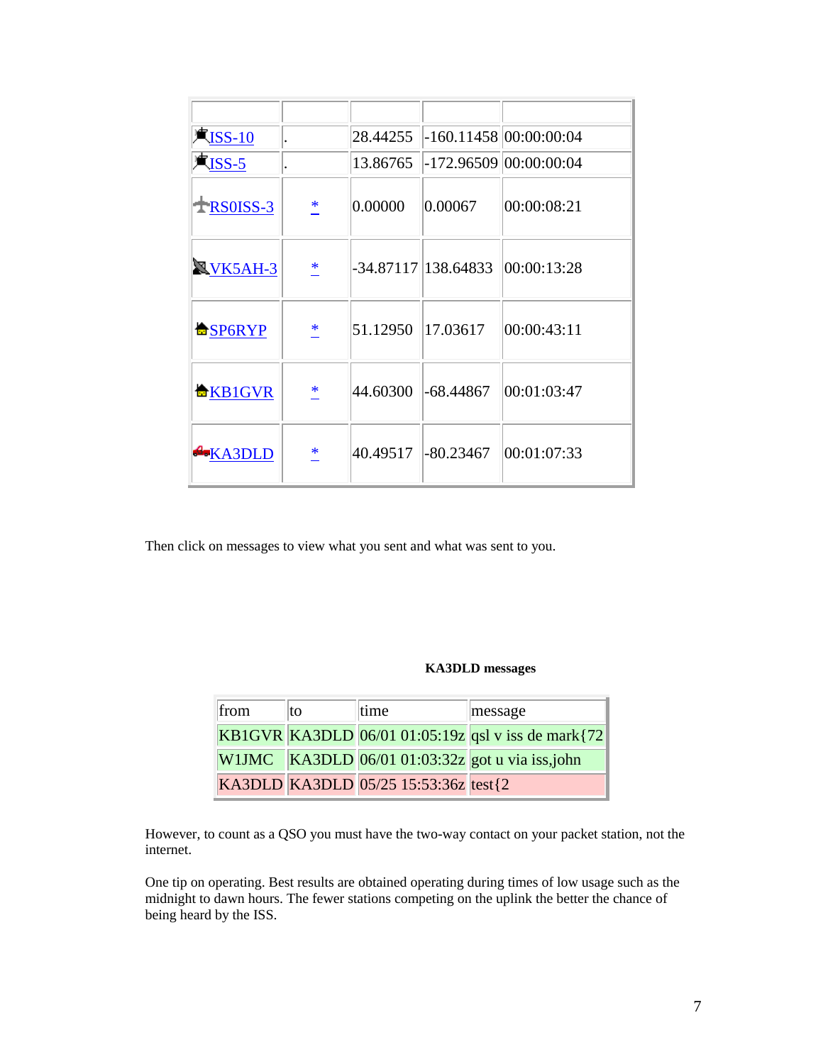| | | | | |
|---|---|---|---|---|
| ISS-10 | . | 28.44255 | -160.11458 | 00:00:00:04 |
| ISS-5 | . | 13.86765 | -172.96509 | 00:00:00:04 |
| RS0ISS-3 | * | 0.00000 | 0.00067 | 00:00:08:21 |
| VK5AH-3 | * | -34.87117 | 138.64833 | 00:00:13:28 |
| SP6RYP | * | 51.12950 | 17.03617 | 00:00:43:11 |
| KB1GVR | * | 44.60300 | -68.44867 | 00:01:03:47 |
| KA3DLD | * | 40.49517 | -80.23467 | 00:01:07:33 |

Then click on messages to view what you sent and what was sent to you.

**KA3DLD messages**

| from | to | time | message |
|---|---|---|---|
| KB1GVR | KA3DLD | 06/01 01:05:19z | qsl v iss de mark{72 |
| W1JMC | KA3DLD | 06/01 01:03:32z | got u via iss,john |
| KA3DLD | KA3DLD | 05/25 15:53:36z | test{2 |

However, to count as a QSO you must have the two-way contact on your packet station, not the internet.

One tip on operating. Best results are obtained operating during times of low usage such as the midnight to dawn hours. The fewer stations competing on the uplink the better the chance of being heard by the ISS.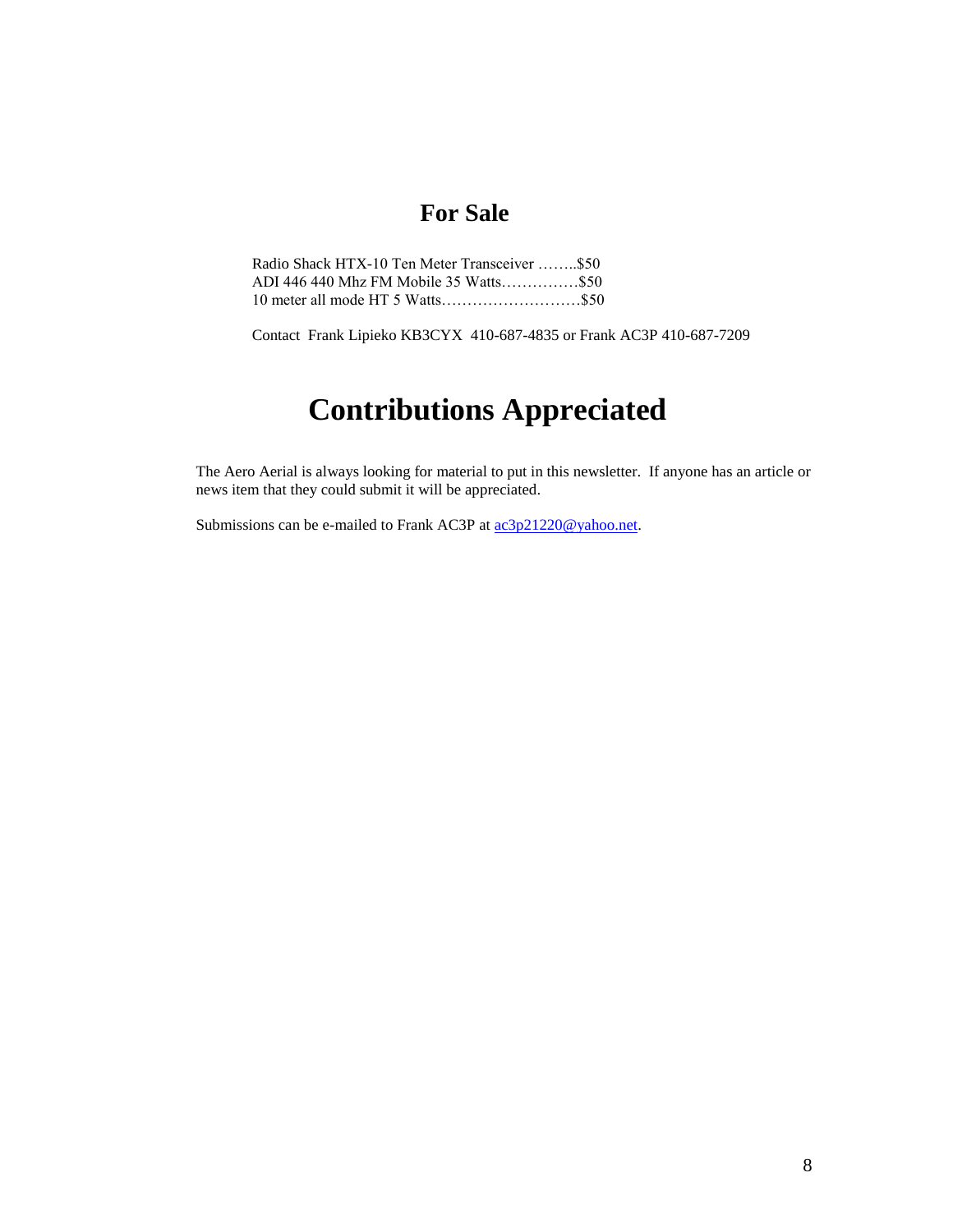## For Sale

Radio Shack HTX-10 Ten Meter Transceiver ……..$50
ADI 446 440 Mhz FM Mobile 35 Watts……………$50
10 meter all mode HT 5 Watts………………………$50

Contact Frank Lipieko KB3CYX 410-687-4835 or Frank AC3P 410-687-7209

# Contributions Appreciated

The Aero Aerial is always looking for material to put in this newsletter. If anyone has an article or news item that they could submit it will be appreciated.

Submissions can be e-mailed to Frank AC3P at ac3p21220@yahoo.net.